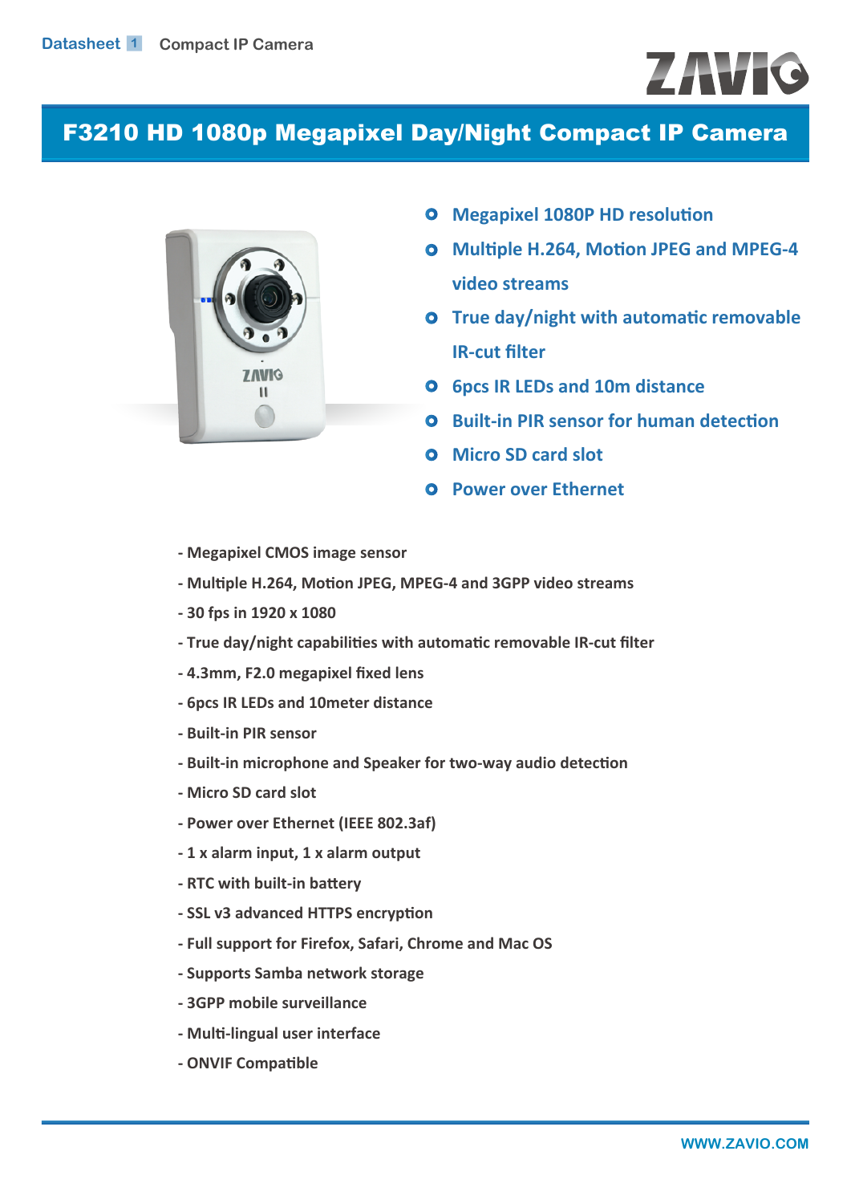Datasheet 1 Compact IP Camera

# F3210 HD 1080p Megapixel Day/Night Compact IP Camera

- Megapixel 1080P HD resolution
- Multiple H.264, Motion JPEG and MPEG-4 video streams
- True day/night with automatic removable IR-cut filter
- 6pcs IR LEDs and 10m distance
- Built-in PIR sensor for human detection
- Micro SD card slot
- Power over Ethernet

**- Megapixel CMOS image sensor**

**- Multiple H.264, Motion JPEG, MPEG-4 and 3GPP video streams**

**- 30 fps in 1920 x 1080**

**- True day/night capabilities with automatic removable IR-cut filter**

**- 4.3mm, F2.0 megapixel fixed lens**

**- 6pcs IR LEDs and 10meter distance**

**- Built-in PIR sensor**

**- Built-in microphone and Speaker for two-way audio detection**

**- Micro SD card slot**

**- Power over Ethernet (IEEE 802.3af)**

**- 1 x alarm input, 1 x alarm output**

**- RTC with built-in battery**

**- SSL v3 advanced HTTPS encryption**

**- Full support for Firefox, Safari, Chrome and Mac OS**

**- Supports Samba network storage**

**- 3GPP mobile surveillance**

**- Multi-lingual user interface**

**- ONVIF Compatible**

WWW.ZAVIO.COM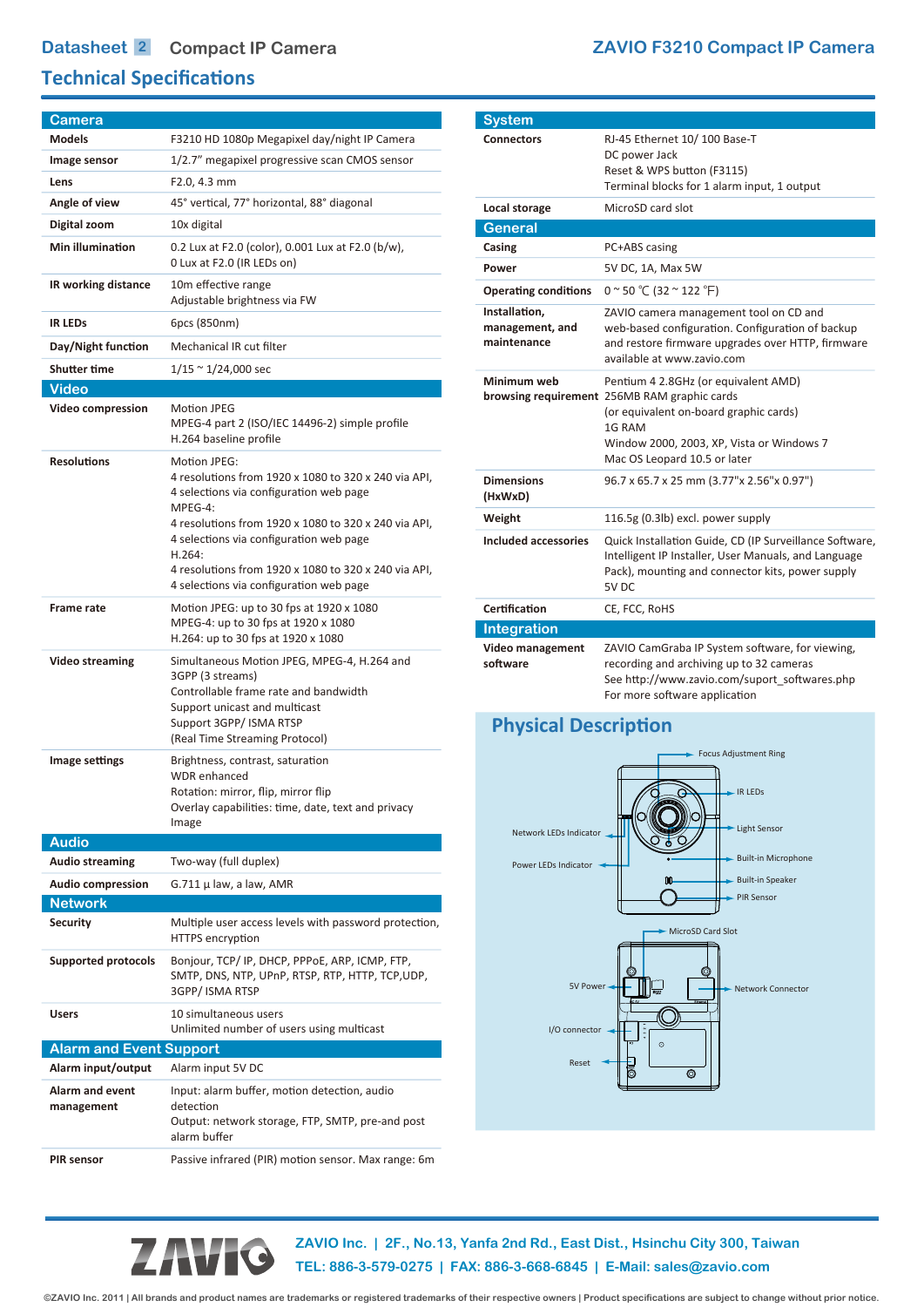# ZAVIO F3210 Compact IP Camera

## Technical Specifications

| Camera | |
|---|---|
| Models | F3210 HD 1080p Megapixel day/night IP Camera |
| Image sensor | 1/2.7" megapixel progressive scan CMOS sensor |
| Lens | F2.0, 4.3 mm |
| Angle of view | 45° vertical, 77° horizontal, 88° diagonal |
| Digital zoom | 10x digital |
| Min illumination | 0.2 Lux at F2.0 (color), 0.001 Lux at F2.0 (b/w), 0 Lux at F2.0 (IR LEDs on) |
| IR working distance | 10m effective range<br>Adjustable brightness via FW |
| IR LEDs | 6pcs (850nm) |
| Day/Night function | Mechanical IR cut filter |
| Shutter time | 1/15 ~ 1/24,000 sec |

| Video | |
|---|---|
| Video compression | Motion JPEG<br>MPEG-4 part 2 (ISO/IEC 14496-2) simple profile<br>H.264 baseline profile |
| Resolutions | Motion JPEG:<br>4 resolutions from 1920 x 1080 to 320 x 240 via API, 4 selections via configuration web page<br>MPEG-4:<br>4 resolutions from 1920 x 1080 to 320 x 240 via API, 4 selections via configuration web page<br>H.264:<br>4 resolutions from 1920 x 1080 to 320 x 240 via API, 4 selections via configuration web page |
| Frame rate | Motion JPEG: up to 30 fps at 1920 x 1080<br>MPEG-4: up to 30 fps at 1920 x 1080<br>H.264: up to 30 fps at 1920 x 1080 |
| Video streaming | Simultaneous Motion JPEG, MPEG-4, H.264 and 3GPP (3 streams)<br>Controllable frame rate and bandwidth<br>Support unicast and multicast<br>Support 3GPP/ ISMA RTSP<br>(Real Time Streaming Protocol) |
| Image settings | Brightness, contrast, saturation<br>WDR enhanced<br>Rotation: mirror, flip, mirror flip<br>Overlay capabilities: time, date, text and privacy Image |

| Audio | |
|---|---|
| Audio streaming | Two-way (full duplex) |
| Audio compression | G.711 µ law, a law, AMR |

| Network | |
|---|---|
| Security | Multiple user access levels with password protection, HTTPS encryption |
| Supported protocols | Bonjour, TCP/ IP, DHCP, PPPoE, ARP, ICMP, FTP, SMTP, DNS, NTP, UPnP, RTSP, RTP, HTTP, TCP,UDP, 3GPP/ ISMA RTSP |
| Users | 10 simultaneous users<br>Unlimited number of users using multicast |

| Alarm and Event Support | |
|---|---|
| Alarm input/output | Alarm input 5V DC |
| Alarm and event management | Input: alarm buffer, motion detection, audio detection<br>Output: network storage, FTP, SMTP, pre-and post alarm buffer |
| PIR sensor | Passive infrared (PIR) motion sensor. Max range: 6m |

| System | |
|---|---|
| Connectors | RJ-45 Ethernet 10/ 100 Base-T<br>DC power Jack<br>Reset & WPS button (F3115)<br>Terminal blocks for 1 alarm input, 1 output |
| Local storage | MicroSD card slot |

| General | |
|---|---|
| Casing | PC+ABS casing |
| Power | 5V DC, 1A, Max 5W |
| Operating conditions | 0 ~ 50 ℃ (32 ~ 122 ℉) |
| Installation, management, and maintenance | ZAVIO camera management tool on CD and web-based configuration. Configuration of backup and restore firmware upgrades over HTTP, firmware available at www.zavio.com |
| Minimum web browsing requirement | Pentium 4 2.8GHz (or equivalent AMD)<br>256MB RAM graphic cards<br>(or equivalent on-board graphic cards)<br>1G RAM<br>Window 2000, 2003, XP, Vista or Windows 7<br>Mac OS Leopard 10.5 or later |
| Dimensions (HxWxD) | 96.7 x 65.7 x 25 mm (3.77"x 2.56"x 0.97") |
| Weight | 116.5g (0.3lb) excl. power supply |
| Included accessories | Quick Installation Guide, CD (IP Surveillance Software, Intelligent IP Installer, User Manuals, and Language Pack), mounting and connector kits, power supply 5V DC |
| Certification | CE, FCC, RoHS |

| Integration | |
|---|---|
| Video management software | ZAVIO CamGraba IP System software, for viewing, recording and archiving up to 32 cameras<br>See http://www.zavio.com/suport_softwares.php<br>For more software application |

## Physical Description

Focus Adjustment Ring
IR LEDs
Network LEDs Indicator
Light Sensor
Power LEDs Indicator
Built-in Microphone
Built-in Speaker
PIR Sensor
MicroSD Card Slot
5V Power
Network Connector
I/O connector
Reset

ZAVIO Inc. | 2F., No.13, Yanfa 2nd Rd., East Dist., Hsinchu City 300, Taiwan
TEL: 886-3-579-0275 | FAX: 886-3-668-6845 | E-Mail: sales@zavio.com

©ZAVIO Inc. 2011 | All brands and product names are trademarks or registered trademarks of their respective owners | Product specifications are subject to change without prior notice.